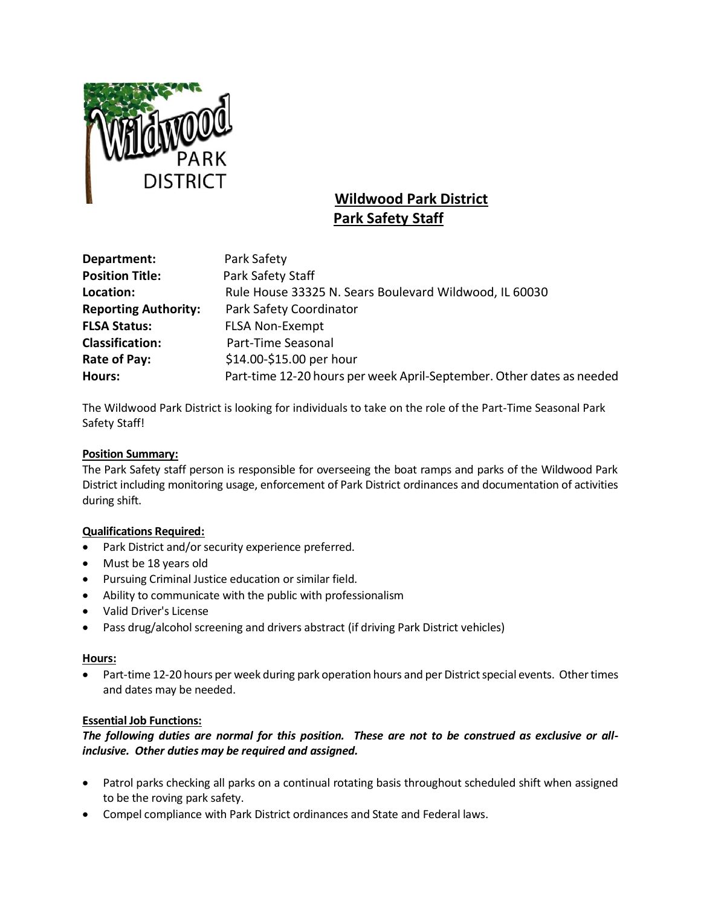# Wildwood Park District
## Park Safety Staff

| | |
|---|---|
| **Department:** | Park Safety |
| **Position Title:** | Park Safety Staff |
| **Location:** | Rule House 33325 N. Sears Boulevard Wildwood, IL 60030 |
| **Reporting Authority:** | Park Safety Coordinator |
| **FLSA Status:** | FLSA Non-Exempt |
| **Classification:** | Part-Time Seasonal |
| **Rate of Pay:** | $14.00-$15.00 per hour |
| **Hours:** | Part-time 12-20 hours per week April-September. Other dates as needed |

The Wildwood Park District is looking for individuals to take on the role of the Part-Time Seasonal Park Safety Staff!

**Position Summary:**

The Park Safety staff person is responsible for overseeing the boat ramps and parks of the Wildwood Park District including monitoring usage, enforcement of Park District ordinances and documentation of activities during shift.

**Qualifications Required:**

- Park District and/or security experience preferred.
- Must be 18 years old
- Pursuing Criminal Justice education or similar field.
- Ability to communicate with the public with professionalism
- Valid Driver's License
- Pass drug/alcohol screening and drivers abstract (if driving Park District vehicles)

**Hours:**

- Part-time 12-20 hours per week during park operation hours and per District special events. Other times and dates may be needed.

**Essential Job Functions:**

***The following duties are normal for this position. These are not to be construed as exclusive or all-inclusive. Other duties may be required and assigned.***

- Patrol parks checking all parks on a continual rotating basis throughout scheduled shift when assigned to be the roving park safety.
- Compel compliance with Park District ordinances and State and Federal laws.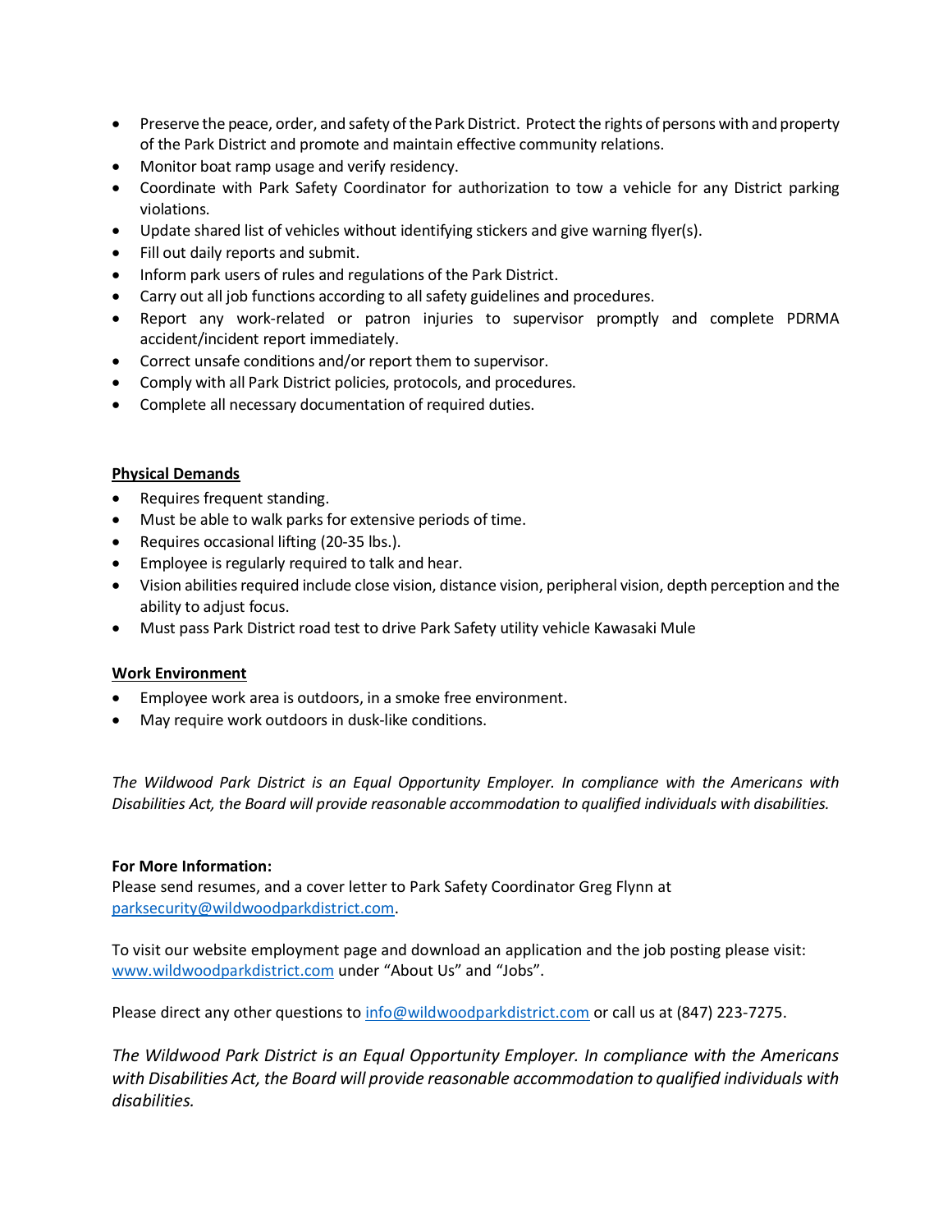- Preserve the peace, order, and safety of the Park District. Protect the rights of persons with and property of the Park District and promote and maintain effective community relations.
- Monitor boat ramp usage and verify residency.
- Coordinate with Park Safety Coordinator for authorization to tow a vehicle for any District parking violations.
- Update shared list of vehicles without identifying stickers and give warning flyer(s).
- Fill out daily reports and submit.
- Inform park users of rules and regulations of the Park District.
- Carry out all job functions according to all safety guidelines and procedures.
- Report any work-related or patron injuries to supervisor promptly and complete PDRMA accident/incident report immediately.
- Correct unsafe conditions and/or report them to supervisor.
- Comply with all Park District policies, protocols, and procedures.
- Complete all necessary documentation of required duties.

**Physical Demands**

- Requires frequent standing.
- Must be able to walk parks for extensive periods of time.
- Requires occasional lifting (20-35 lbs.).
- Employee is regularly required to talk and hear.
- Vision abilities required include close vision, distance vision, peripheral vision, depth perception and the ability to adjust focus.
- Must pass Park District road test to drive Park Safety utility vehicle Kawasaki Mule

**Work Environment**

- Employee work area is outdoors, in a smoke free environment.
- May require work outdoors in dusk-like conditions.

*The Wildwood Park District is an Equal Opportunity Employer. In compliance with the Americans with Disabilities Act, the Board will provide reasonable accommodation to qualified individuals with disabilities.*

**For More Information:**
Please send resumes, and a cover letter to Park Safety Coordinator Greg Flynn at parksecurity@wildwoodparkdistrict.com.

To visit our website employment page and download an application and the job posting please visit: www.wildwoodparkdistrict.com under "About Us" and "Jobs".

Please direct any other questions to info@wildwoodparkdistrict.com or call us at (847) 223-7275.

*The Wildwood Park District is an Equal Opportunity Employer. In compliance with the Americans with Disabilities Act, the Board will provide reasonable accommodation to qualified individuals with disabilities.*